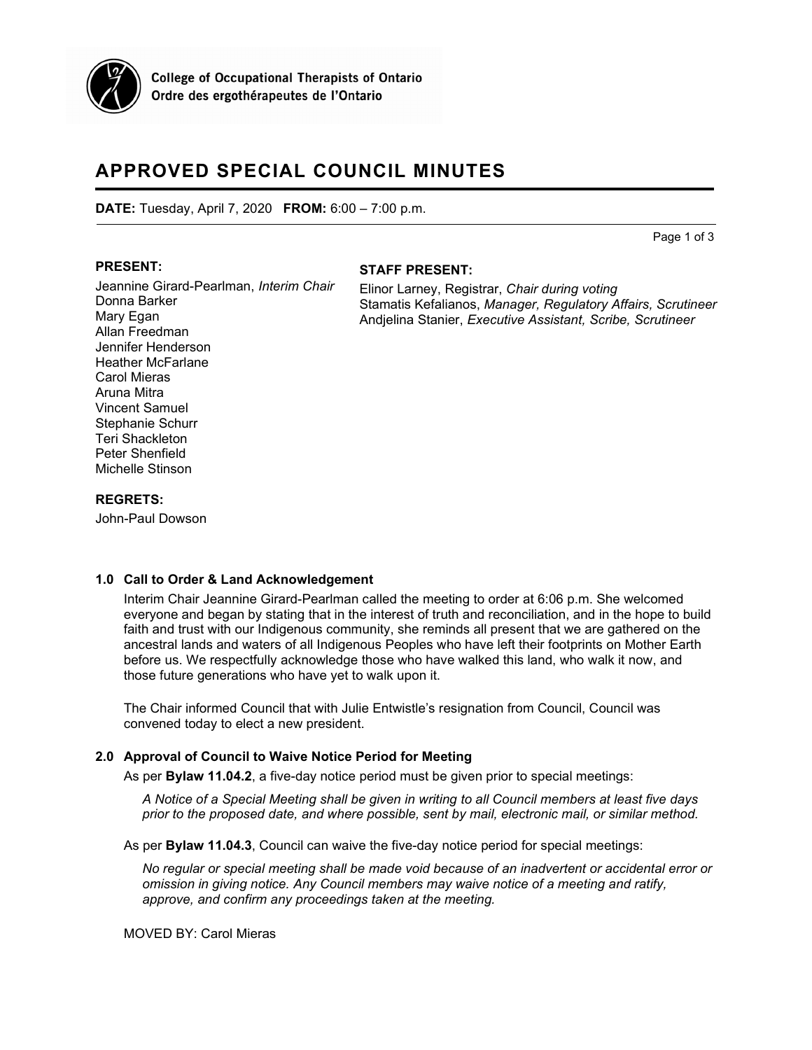College of Occupational Therapists of Ontario
Ordre des ergothérapeutes de l'Ontario

# APPROVED SPECIAL COUNCIL MINUTES

**DATE:** Tuesday, April 7, 2020 **FROM:** 6:00 – 7:00 p.m.

**PRESENT:**

Jeannine Girard-Pearlman, *Interim Chair*
Donna Barker
Mary Egan
Allan Freedman
Jennifer Henderson
Heather McFarlane
Carol Mieras
Aruna Mitra
Vincent Samuel
Stephanie Schurr
Teri Shackleton
Peter Shenfield
Michelle Stinson

**STAFF PRESENT:**

Elinor Larney, Registrar, *Chair during voting*
Stamatis Kefalianos, *Manager, Regulatory Affairs, Scrutineer*
Andjelina Stanier, *Executive Assistant, Scribe, Scrutineer*

**REGRETS:**

John-Paul Dowson

### 1.0 Call to Order & Land Acknowledgement

Interim Chair Jeannine Girard-Pearlman called the meeting to order at 6:06 p.m. She welcomed everyone and began by stating that in the interest of truth and reconciliation, and in the hope to build faith and trust with our Indigenous community, she reminds all present that we are gathered on the ancestral lands and waters of all Indigenous Peoples who have left their footprints on Mother Earth before us. We respectfully acknowledge those who have walked this land, who walk it now, and those future generations who have yet to walk upon it.

The Chair informed Council that with Julie Entwistle's resignation from Council, Council was convened today to elect a new president.

### 2.0 Approval of Council to Waive Notice Period for Meeting

As per **Bylaw 11.04.2**, a five-day notice period must be given prior to special meetings:

> *A Notice of a Special Meeting shall be given in writing to all Council members at least five days prior to the proposed date, and where possible, sent by mail, electronic mail, or similar method.*

As per **Bylaw 11.04.3**, Council can waive the five-day notice period for special meetings:

> *No regular or special meeting shall be made void because of an inadvertent or accidental error or omission in giving notice. Any Council members may waive notice of a meeting and ratify, approve, and confirm any proceedings taken at the meeting.*

MOVED BY: Carol Mieras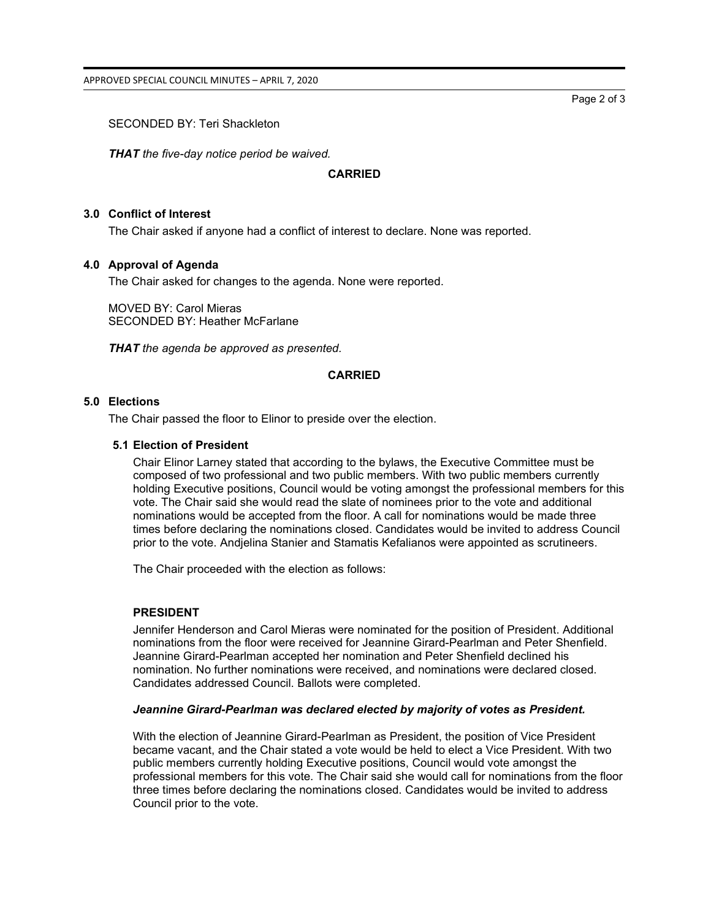SECONDED BY: Teri Shackleton

***THAT*** *the five-day notice period be waived.*

**CARRIED**

## 3.0 Conflict of Interest

The Chair asked if anyone had a conflict of interest to declare. None was reported.

## 4.0 Approval of Agenda

The Chair asked for changes to the agenda. None were reported.

MOVED BY: Carol Mieras
SECONDED BY: Heather McFarlane

***THAT*** *the agenda be approved as presented.*

**CARRIED**

## 5.0 Elections

The Chair passed the floor to Elinor to preside over the election.

### 5.1 Election of President

Chair Elinor Larney stated that according to the bylaws, the Executive Committee must be composed of two professional and two public members. With two public members currently holding Executive positions, Council would be voting amongst the professional members for this vote. The Chair said she would read the slate of nominees prior to the vote and additional nominations would be accepted from the floor. A call for nominations would be made three times before declaring the nominations closed. Candidates would be invited to address Council prior to the vote. Andjelina Stanier and Stamatis Kefalianos were appointed as scrutineers.

The Chair proceeded with the election as follows:

**PRESIDENT**

Jennifer Henderson and Carol Mieras were nominated for the position of President. Additional nominations from the floor were received for Jeannine Girard-Pearlman and Peter Shenfield. Jeannine Girard-Pearlman accepted her nomination and Peter Shenfield declined his nomination. No further nominations were received, and nominations were declared closed. Candidates addressed Council. Ballots were completed.

***Jeannine Girard-Pearlman was declared elected by majority of votes as President.***

With the election of Jeannine Girard-Pearlman as President, the position of Vice President became vacant, and the Chair stated a vote would be held to elect a Vice President. With two public members currently holding Executive positions, Council would vote amongst the professional members for this vote. The Chair said she would call for nominations from the floor three times before declaring the nominations closed. Candidates would be invited to address Council prior to the vote.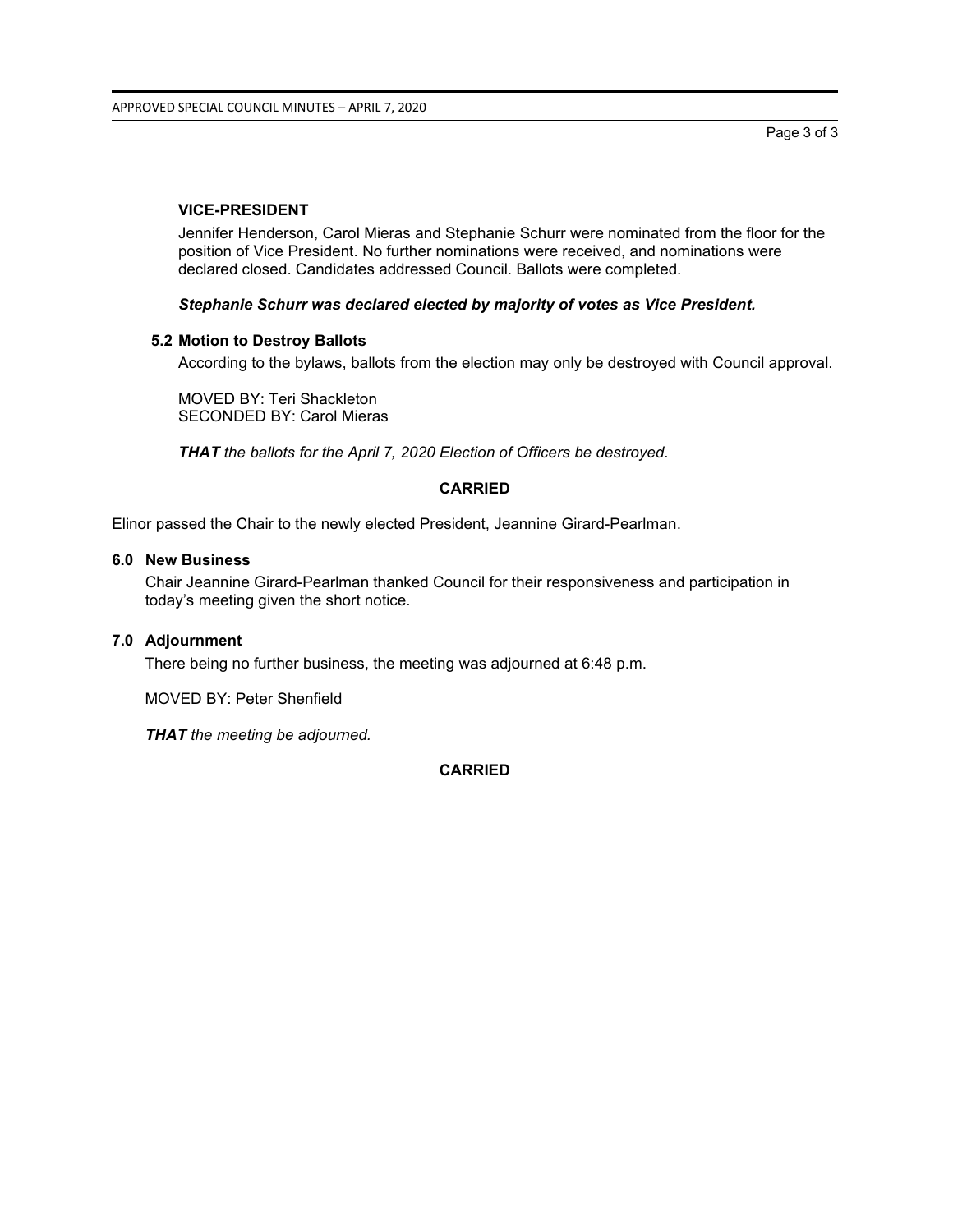**VICE-PRESIDENT**

Jennifer Henderson, Carol Mieras and Stephanie Schurr were nominated from the floor for the position of Vice President. No further nominations were received, and nominations were declared closed. Candidates addressed Council. Ballots were completed.

***Stephanie Schurr was declared elected by majority of votes as Vice President.***

### 5.2 Motion to Destroy Ballots

According to the bylaws, ballots from the election may only be destroyed with Council approval.

MOVED BY: Teri Shackleton
SECONDED BY: Carol Mieras

***THAT*** *the ballots for the April 7, 2020 Election of Officers be destroyed.*

**CARRIED**

Elinor passed the Chair to the newly elected President, Jeannine Girard-Pearlman.

## 6.0 New Business

Chair Jeannine Girard-Pearlman thanked Council for their responsiveness and participation in today's meeting given the short notice.

## 7.0 Adjournment

There being no further business, the meeting was adjourned at 6:48 p.m.

MOVED BY: Peter Shenfield

***THAT*** *the meeting be adjourned.*

**CARRIED**